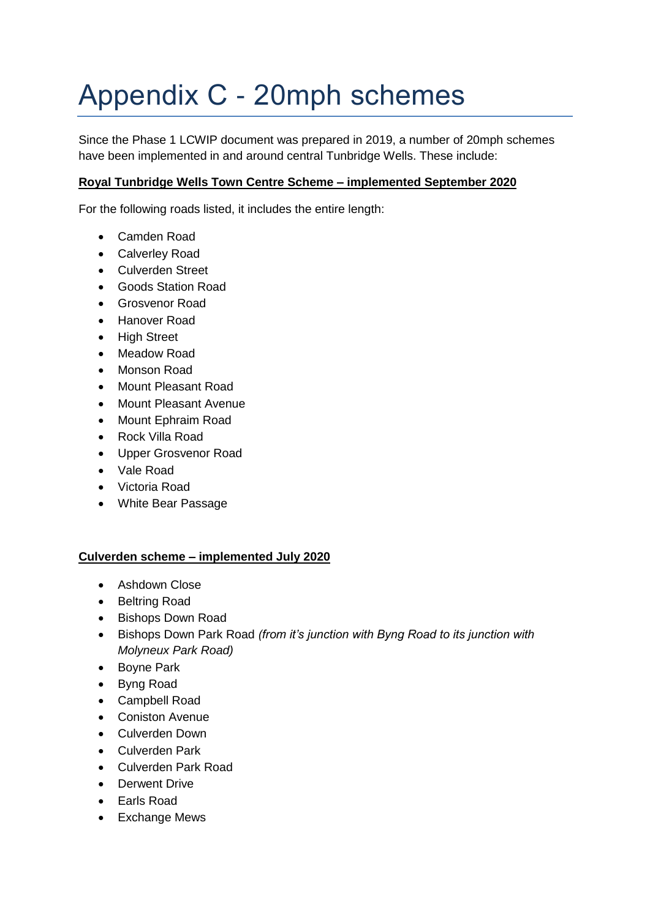# Appendix C - 20mph schemes

Since the Phase 1 LCWIP document was prepared in 2019, a number of 20mph schemes have been implemented in and around central Tunbridge Wells. These include:

**Royal Tunbridge Wells Town Centre Scheme – implemented September 2020**

For the following roads listed, it includes the entire length:

- Camden Road
- Calverley Road
- Culverden Street
- Goods Station Road
- Grosvenor Road
- Hanover Road
- High Street
- Meadow Road
- Monson Road
- Mount Pleasant Road
- Mount Pleasant Avenue
- Mount Ephraim Road
- Rock Villa Road
- Upper Grosvenor Road
- Vale Road
- Victoria Road
- White Bear Passage

**Culverden scheme – implemented July 2020**

- Ashdown Close
- Beltring Road
- Bishops Down Road
- Bishops Down Park Road *(from it's junction with Byng Road to its junction with Molyneux Park Road)*
- Boyne Park
- Byng Road
- Campbell Road
- Coniston Avenue
- Culverden Down
- Culverden Park
- Culverden Park Road
- Derwent Drive
- Earls Road
- Exchange Mews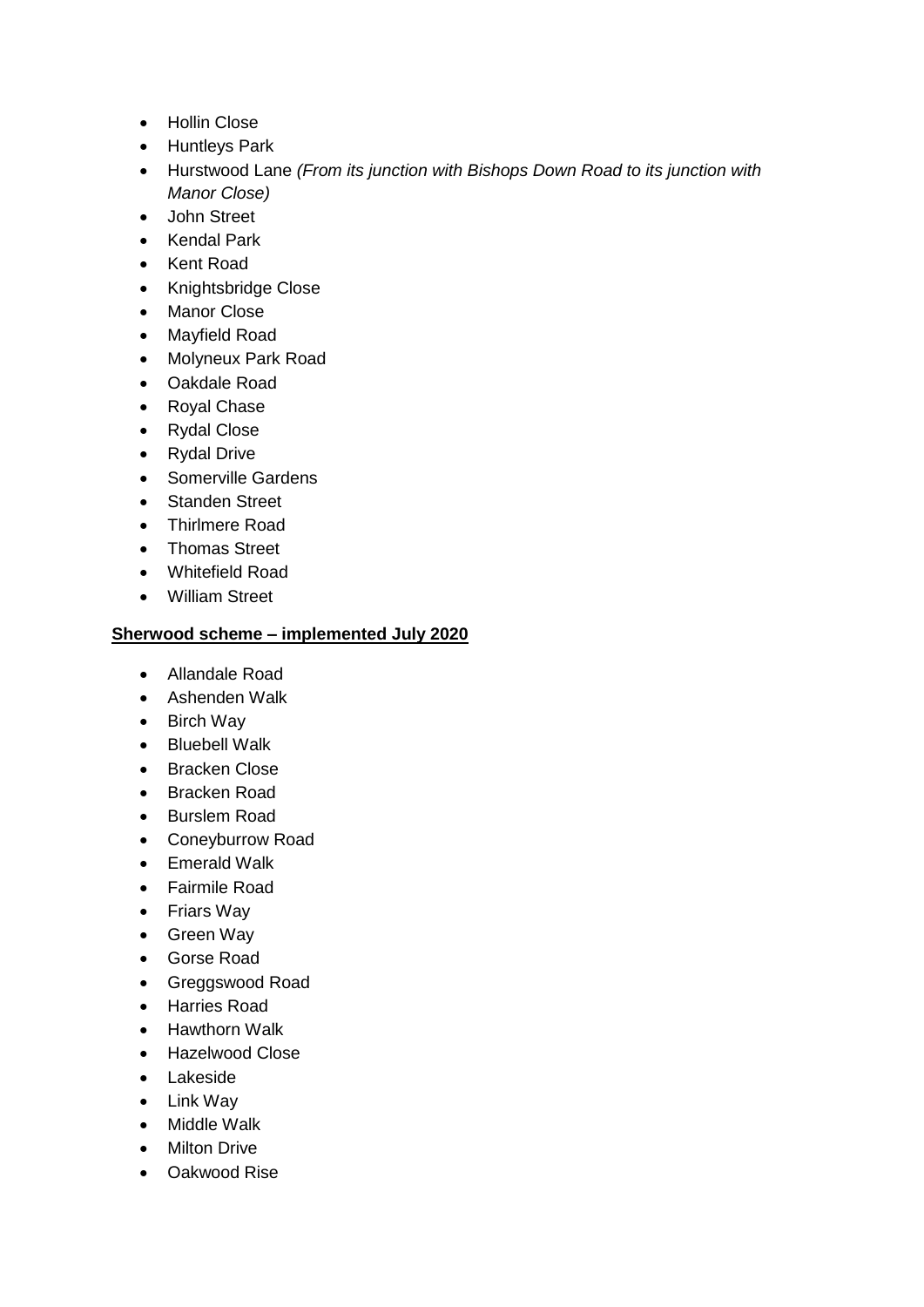- Hollin Close
- Huntleys Park
- Hurstwood Lane *(From its junction with Bishops Down Road to its junction with Manor Close)*
- John Street
- Kendal Park
- Kent Road
- Knightsbridge Close
- Manor Close
- Mayfield Road
- Molyneux Park Road
- Oakdale Road
- Royal Chase
- Rydal Close
- Rydal Drive
- Somerville Gardens
- Standen Street
- Thirlmere Road
- Thomas Street
- Whitefield Road
- William Street

**<u>Sherwood scheme – implemented July 2020</u>**

- Allandale Road
- Ashenden Walk
- Birch Way
- Bluebell Walk
- Bracken Close
- Bracken Road
- Burslem Road
- Coneyburrow Road
- Emerald Walk
- Fairmile Road
- Friars Way
- Green Way
- Gorse Road
- Greggswood Road
- Harries Road
- Hawthorn Walk
- Hazelwood Close
- Lakeside
- Link Way
- Middle Walk
- Milton Drive
- Oakwood Rise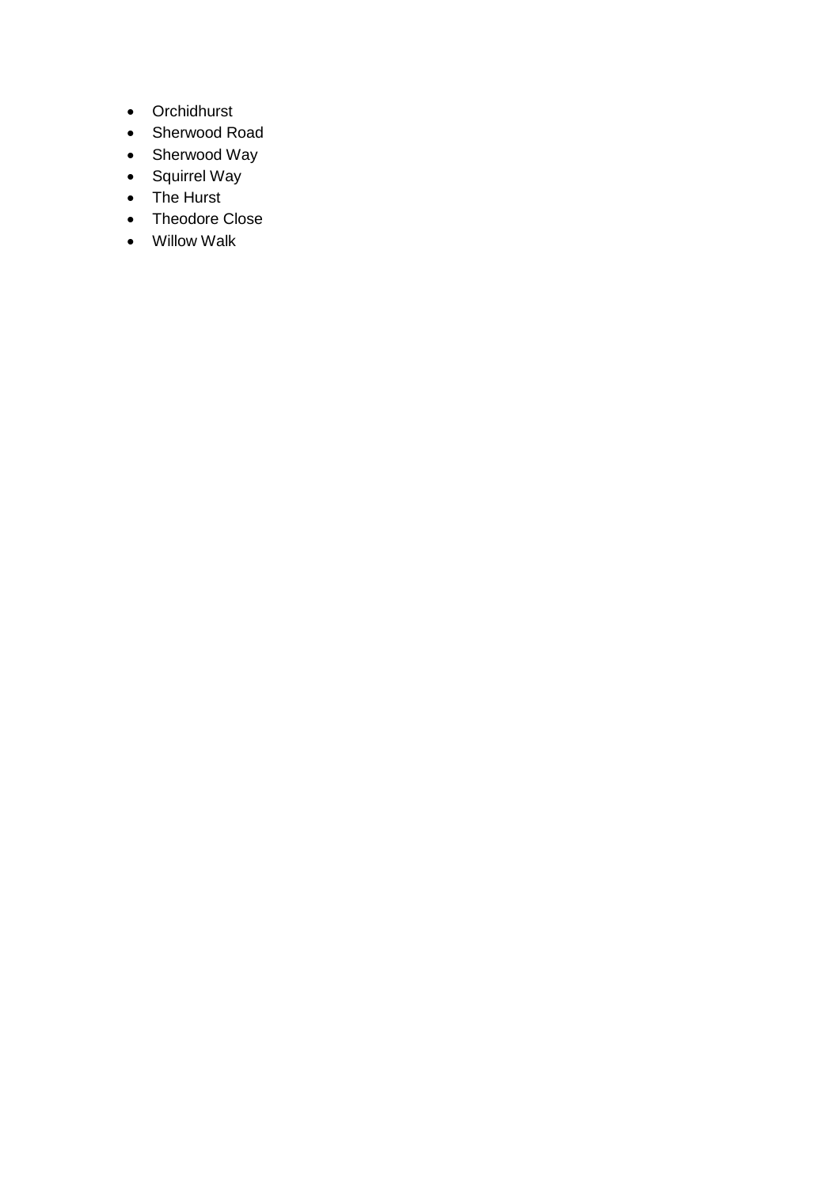- Orchidhurst
- Sherwood Road
- Sherwood Way
- Squirrel Way
- The Hurst
- Theodore Close
- Willow Walk